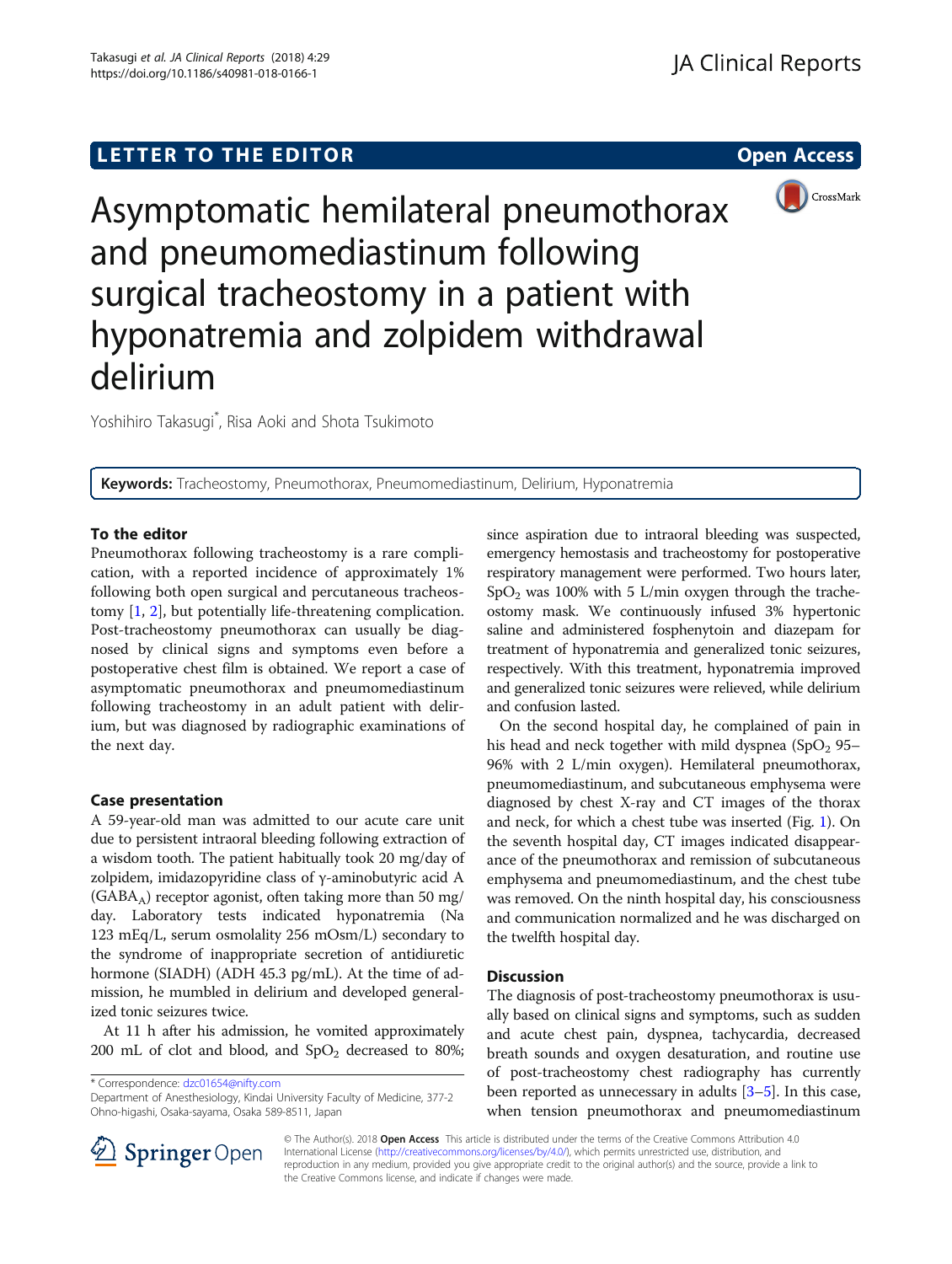**LETTER TO THE EDITOR** **Open Access**

# Asymptomatic hemilateral pneumothorax and pneumomediastinum following surgical tracheostomy in a patient with hyponatremia and zolpidem withdrawal delirium

Yoshihiro Takasugi*, Risa Aoki and Shota Tsukimoto

**Keywords:** Tracheostomy, Pneumothorax, Pneumomediastinum, Delirium, Hyponatremia

## To the editor

Pneumothorax following tracheostomy is a rare complication, with a reported incidence of approximately 1% following both open surgical and percutaneous tracheostomy [1, 2], but potentially life-threatening complication. Post-tracheostomy pneumothorax can usually be diagnosed by clinical signs and symptoms even before a postoperative chest film is obtained. We report a case of asymptomatic pneumothorax and pneumomediastinum following tracheostomy in an adult patient with delirium, but was diagnosed by radiographic examinations of the next day.

## Case presentation

A 59-year-old man was admitted to our acute care unit due to persistent intraoral bleeding following extraction of a wisdom tooth. The patient habitually took 20 mg/day of zolpidem, imidazopyridine class of γ-aminobutyric acid A ($GABA_A$) receptor agonist, often taking more than 50 mg/day. Laboratory tests indicated hyponatremia (Na 123 mEq/L, serum osmolality 256 mOsm/L) secondary to the syndrome of inappropriate secretion of antidiuretic hormone (SIADH) (ADH 45.3 pg/mL). At the time of admission, he mumbled in delirium and developed generalized tonic seizures twice.

At 11 h after his admission, he vomited approximately 200 mL of clot and blood, and $SpO_2$ decreased to 80%; since aspiration due to intraoral bleeding was suspected, emergency hemostasis and tracheostomy for postoperative respiratory management were performed. Two hours later, $SpO_2$ was 100% with 5 L/min oxygen through the tracheostomy mask. We continuously infused 3% hypertonic saline and administered fosphenytoin and diazepam for treatment of hyponatremia and generalized tonic seizures, respectively. With this treatment, hyponatremia improved and generalized tonic seizures were relieved, while delirium and confusion lasted.

On the second hospital day, he complained of pain in his head and neck together with mild dyspnea ($SpO_2$ 95–96% with 2 L/min oxygen). Hemilateral pneumothorax, pneumomediastinum, and subcutaneous emphysema were diagnosed by chest X-ray and CT images of the thorax and neck, for which a chest tube was inserted (Fig. 1). On the seventh hospital day, CT images indicated disappearance of the pneumothorax and remission of subcutaneous emphysema and pneumomediastinum, and the chest tube was removed. On the ninth hospital day, his consciousness and communication normalized and he was discharged on the twelfth hospital day.

## Discussion

The diagnosis of post-tracheostomy pneumothorax is usually based on clinical signs and symptoms, such as sudden and acute chest pain, dyspnea, tachycardia, decreased breath sounds and oxygen desaturation, and routine use of post-tracheostomy chest radiography has currently been reported as unnecessary in adults [3–5]. In this case, when tension pneumothorax and pneumomediastinum

\* Correspondence: dzc01654@nifty.com
Department of Anesthesiology, Kindai University Faculty of Medicine, 377-2 Ohno-higashi, Osaka-sayama, Osaka 589-8511, Japan

© The Author(s). 2018 **Open Access** This article is distributed under the terms of the Creative Commons Attribution 4.0 International License (http://creativecommons.org/licenses/by/4.0/), which permits unrestricted use, distribution, and reproduction in any medium, provided you give appropriate credit to the original author(s) and the source, provide a link to the Creative Commons license, and indicate if changes were made.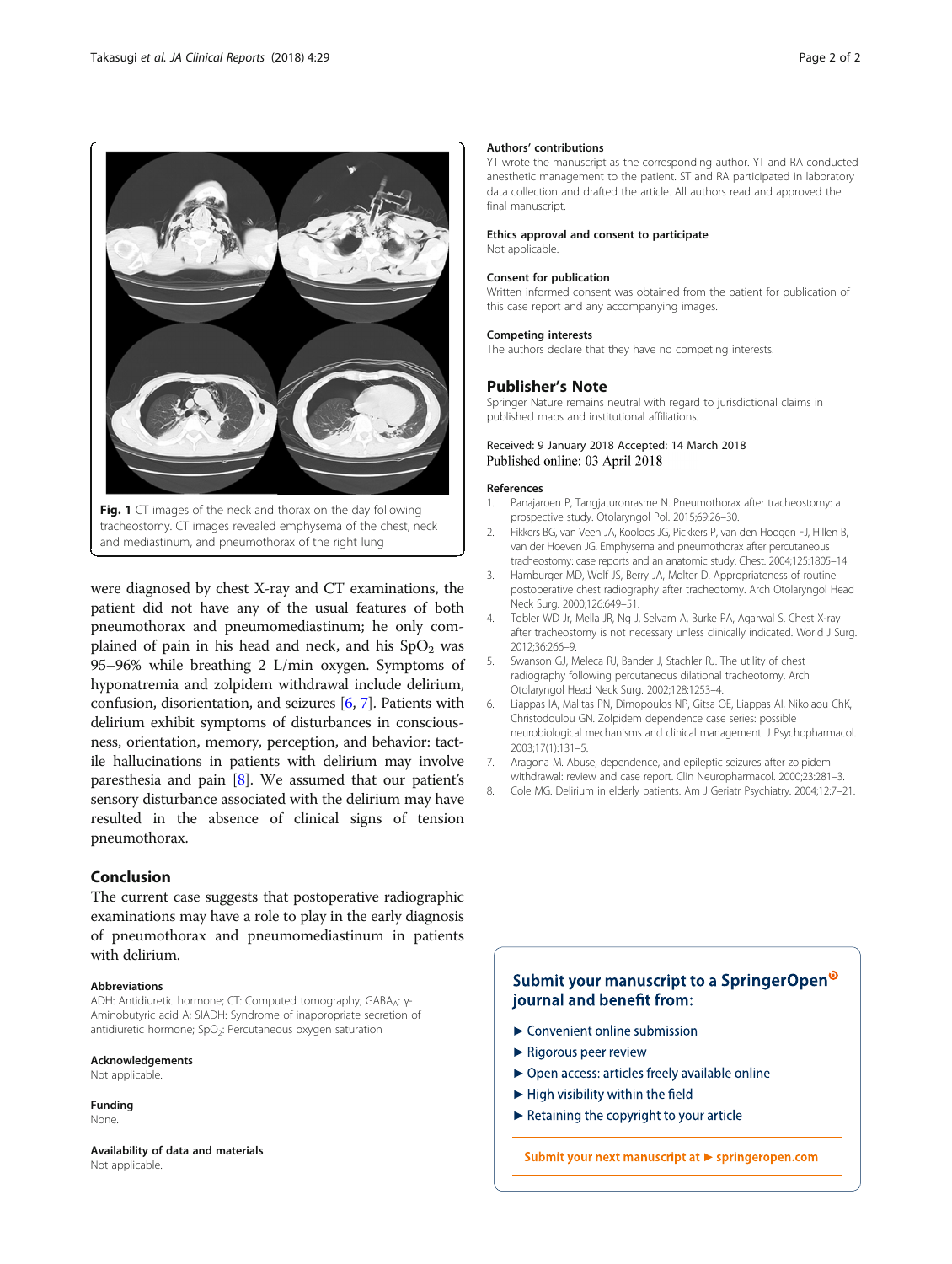Fig. 1 CT images of the neck and thorax on the day following tracheostomy. CT images revealed emphysema of the chest, neck and mediastinum, and pneumothorax of the right lung

were diagnosed by chest X-ray and CT examinations, the patient did not have any of the usual features of both pneumothorax and pneumomediastinum; he only complained of pain in his head and neck, and his $SpO_2$ was 95–96% while breathing 2 L/min oxygen. Symptoms of hyponatremia and zolpidem withdrawal include delirium, confusion, disorientation, and seizures [6, 7]. Patients with delirium exhibit symptoms of disturbances in consciousness, orientation, memory, perception, and behavior: tactile hallucinations in patients with delirium may involve paresthesia and pain [8]. We assumed that our patient's sensory disturbance associated with the delirium may have resulted in the absence of clinical signs of tension pneumothorax.

## Conclusion

The current case suggests that postoperative radiographic examinations may have a role to play in the early diagnosis of pneumothorax and pneumomediastinum in patients with delirium.

### Abbreviations

ADH: Antidiuretic hormone; CT: Computed tomography; $GABA_A$: γ-Aminobutyric acid A; SIADH: Syndrome of inappropriate secretion of antidiuretic hormone; $SpO_2$: Percutaneous oxygen saturation

### Acknowledgements

Not applicable.

### Funding

None.

### Availability of data and materials

Not applicable.

### Authors' contributions

YT wrote the manuscript as the corresponding author. YT and RA conducted anesthetic management to the patient. ST and RA participated in laboratory data collection and drafted the article. All authors read and approved the final manuscript.

### Ethics approval and consent to participate

Not applicable.

### Consent for publication

Written informed consent was obtained from the patient for publication of this case report and any accompanying images.

### Competing interests

The authors declare that they have no competing interests.

## Publisher's Note

Springer Nature remains neutral with regard to jurisdictional claims in published maps and institutional affiliations.

Received: 9 January 2018 Accepted: 14 March 2018
Published online: 03 April 2018

### References

1. Panajaroen P, Tangjaturonrasme N. Pneumothorax after tracheostomy: a prospective study. Otolaryngol Pol. 2015;69:26–30.
2. Fikkers BG, van Veen JA, Kooloos JG, Pickkers P, van den Hoogen FJ, Hillen B, van der Hoeven JG. Emphysema and pneumothorax after percutaneous tracheostomy: case reports and an anatomic study. Chest. 2004;125:1805–14.
3. Hamburger MD, Wolf JS, Berry JA, Molter D. Appropriateness of routine postoperative chest radiography after tracheotomy. Arch Otolaryngol Head Neck Surg. 2000;126:649–51.
4. Tobler WD Jr, Mella JR, Ng J, Selvam A, Burke PA, Agarwal S. Chest X-ray after tracheostomy is not necessary unless clinically indicated. World J Surg. 2012;36:266–9.
5. Swanson GJ, Meleca RJ, Bander J, Stachler RJ. The utility of chest radiography following percutaneous dilational tracheotomy. Arch Otolaryngol Head Neck Surg. 2002;128:1253–4.
6. Liappas IA, Malitas PN, Dimopoulos NP, Gitsa OE, Liappas AI, Nikolaou ChK, Christodoulou GN. Zolpidem dependence case series: possible neurobiological mechanisms and clinical management. J Psychopharmacol. 2003;17(1):131–5.
7. Aragona M. Abuse, dependence, and epileptic seizures after zolpidem withdrawal: review and case report. Clin Neuropharmacol. 2000;23:281–3.
8. Cole MG. Delirium in elderly patients. Am J Geriatr Psychiatry. 2004;12:7–21.

Submit your manuscript to a SpringerOpen journal and benefit from:

- Convenient online submission
- Rigorous peer review
- Open access: articles freely available online
- High visibility within the field
- Retaining the copyright to your article

Submit your next manuscript at ▶ springeropen.com